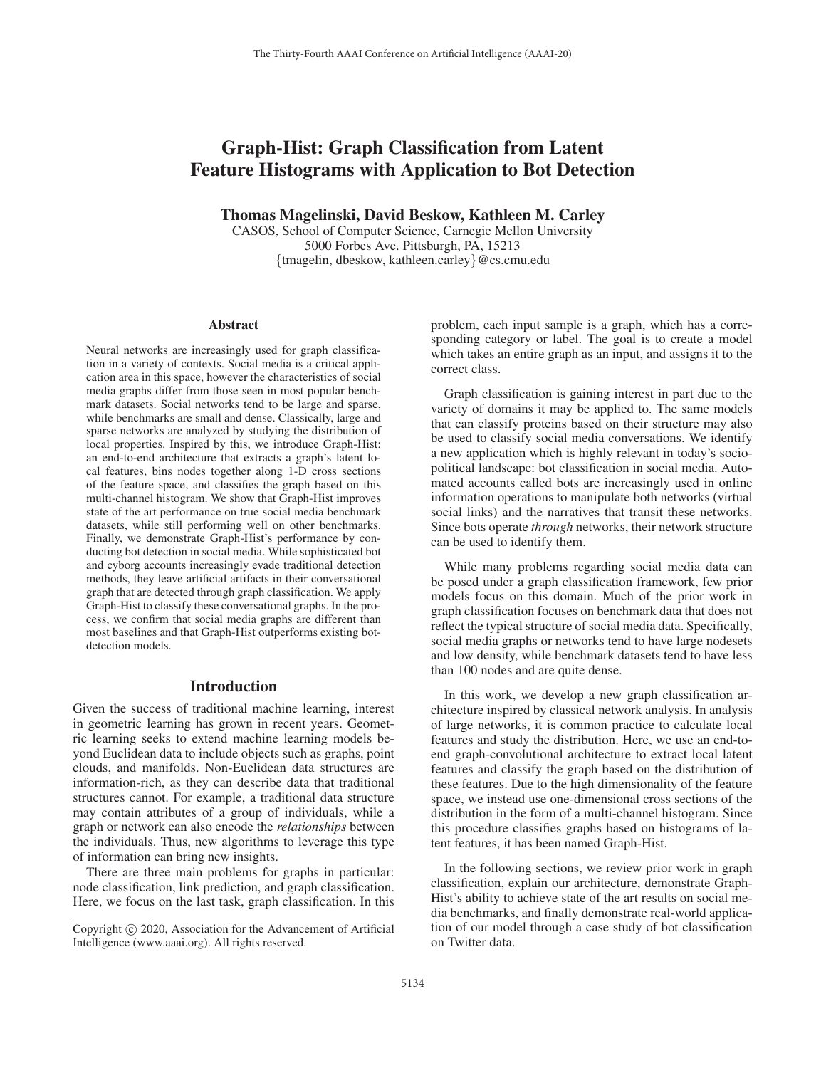# Graph-Hist: Graph Classification from Latent Feature Histograms with Application to Bot Detection

**Thomas Magelinski, David Beskow, Kathleen M. Carley**

CASOS, School of Computer Science, Carnegie Mellon University
5000 Forbes Ave. Pittsburgh, PA, 15213
{tmagelin, dbeskow, kathleen.carley}@cs.cmu.edu

## Abstract

Neural networks are increasingly used for graph classification in a variety of contexts. Social media is a critical application area in this space, however the characteristics of social media graphs differ from those seen in most popular benchmark datasets. Social networks tend to be large and sparse, while benchmarks are small and dense. Classically, large and sparse networks are analyzed by studying the distribution of local properties. Inspired by this, we introduce Graph-Hist: an end-to-end architecture that extracts a graph's latent local features, bins nodes together along 1-D cross sections of the feature space, and classifies the graph based on this multi-channel histogram. We show that Graph-Hist improves state of the art performance on true social media benchmark datasets, while still performing well on other benchmarks. Finally, we demonstrate Graph-Hist's performance by conducting bot detection in social media. While sophisticated bot and cyborg accounts increasingly evade traditional detection methods, they leave artificial artifacts in their conversational graph that are detected through graph classification. We apply Graph-Hist to classify these conversational graphs. In the process, we confirm that social media graphs are different than most baselines and that Graph-Hist outperforms existing bot-detection models.

## Introduction

Given the success of traditional machine learning, interest in geometric learning has grown in recent years. Geometric learning seeks to extend machine learning models beyond Euclidean data to include objects such as graphs, point clouds, and manifolds. Non-Euclidean data structures are information-rich, as they can describe data that traditional structures cannot. For example, a traditional data structure may contain attributes of a group of individuals, while a graph or network can also encode the *relationships* between the individuals. Thus, new algorithms to leverage this type of information can bring new insights.

There are three main problems for graphs in particular: node classification, link prediction, and graph classification. Here, we focus on the last task, graph classification. In this problem, each input sample is a graph, which has a corresponding category or label. The goal is to create a model which takes an entire graph as an input, and assigns it to the correct class.

Graph classification is gaining interest in part due to the variety of domains it may be applied to. The same models that can classify proteins based on their structure may also be used to classify social media conversations. We identify a new application which is highly relevant in today's sociopolitical landscape: bot classification in social media. Automated accounts called bots are increasingly used in online information operations to manipulate both networks (virtual social links) and the narratives that transit these networks. Since bots operate *through* networks, their network structure can be used to identify them.

While many problems regarding social media data can be posed under a graph classification framework, few prior models focus on this domain. Much of the prior work in graph classification focuses on benchmark data that does not reflect the typical structure of social media data. Specifically, social media graphs or networks tend to have large nodesets and low density, while benchmark datasets tend to have less than 100 nodes and are quite dense.

In this work, we develop a new graph classification architecture inspired by classical network analysis. In analysis of large networks, it is common practice to calculate local features and study the distribution. Here, we use an end-to-end graph-convolutional architecture to extract local latent features and classify the graph based on the distribution of these features. Due to the high dimensionality of the feature space, we instead use one-dimensional cross sections of the distribution in the form of a multi-channel histogram. Since this procedure classifies graphs based on histograms of latent features, it has been named Graph-Hist.

In the following sections, we review prior work in graph classification, explain our architecture, demonstrate Graph-Hist's ability to achieve state of the art results on social media benchmarks, and finally demonstrate real-world application of our model through a case study of bot classification on Twitter data.

Copyright © 2020, Association for the Advancement of Artificial Intelligence (www.aaai.org). All rights reserved.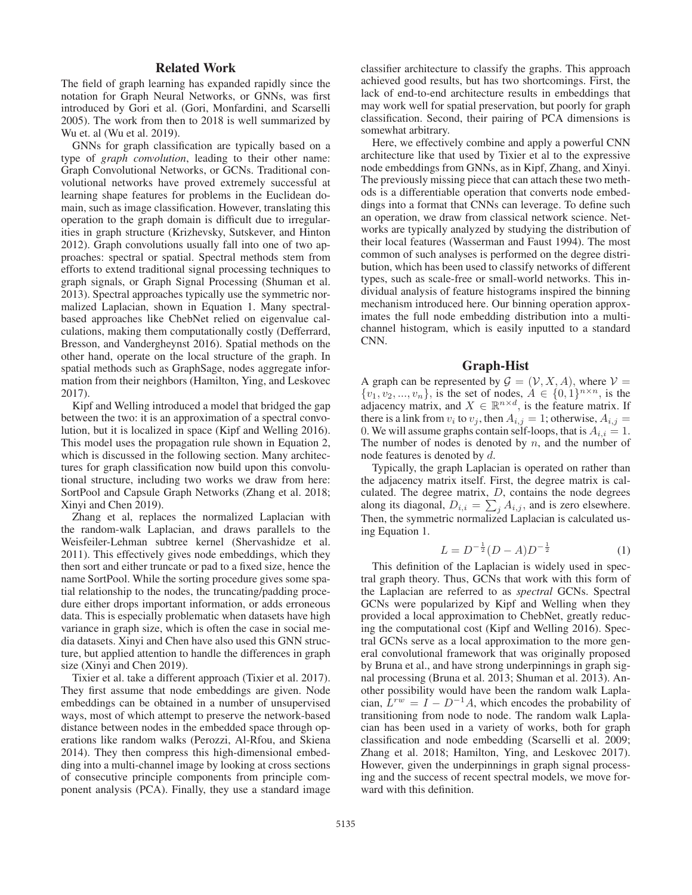## Related Work

The field of graph learning has expanded rapidly since the notation for Graph Neural Networks, or GNNs, was first introduced by Gori et al. (Gori, Monfardini, and Scarselli 2005). The work from then to 2018 is well summarized by Wu et. al (Wu et al. 2019).

GNNs for graph classification are typically based on a type of *graph convolution*, leading to their other name: Graph Convolutional Networks, or GCNs. Traditional convolutional networks have proved extremely successful at learning shape features for problems in the Euclidean domain, such as image classification. However, translating this operation to the graph domain is difficult due to irregularities in graph structure (Krizhevsky, Sutskever, and Hinton 2012). Graph convolutions usually fall into one of two approaches: spectral or spatial. Spectral methods stem from efforts to extend traditional signal processing techniques to graph signals, or Graph Signal Processing (Shuman et al. 2013). Spectral approaches typically use the symmetric normalized Laplacian, shown in Equation 1. Many spectral-based approaches like ChebNet relied on eigenvalue calculations, making them computationally costly (Defferrard, Bresson, and Vandergheynst 2016). Spatial methods on the other hand, operate on the local structure of the graph. In spatial methods such as GraphSage, nodes aggregate information from their neighbors (Hamilton, Ying, and Leskovec 2017).

Kipf and Welling introduced a model that bridged the gap between the two: it is an approximation of a spectral convolution, but it is localized in space (Kipf and Welling 2016). This model uses the propagation rule shown in Equation 2, which is discussed in the following section. Many architectures for graph classification now build upon this convolutional structure, including two works we draw from here: SortPool and Capsule Graph Networks (Zhang et al. 2018; Xinyi and Chen 2019).

Zhang et al, replaces the normalized Laplacian with the random-walk Laplacian, and draws parallels to the Weisfeiler-Lehman subtree kernel (Shervashidze et al. 2011). This effectively gives node embeddings, which they then sort and either truncate or pad to a fixed size, hence the name SortPool. While the sorting procedure gives some spatial relationship to the nodes, the truncating/padding procedure either drops important information, or adds erroneous data. This is especially problematic when datasets have high variance in graph size, which is often the case in social media datasets. Xinyi and Chen have also used this GNN structure, but applied attention to handle the differences in graph size (Xinyi and Chen 2019).

Tixier et al. take a different approach (Tixier et al. 2017). They first assume that node embeddings are given. Node embeddings can be obtained in a number of unsupervised ways, most of which attempt to preserve the network-based distance between nodes in the embedded space through operations like random walks (Perozzi, Al-Rfou, and Skiena 2014). They then compress this high-dimensional embedding into a multi-channel image by looking at cross sections of consecutive principle components from principle component analysis (PCA). Finally, they use a standard image classifier architecture to classify the graphs. This approach achieved good results, but has two shortcomings. First, the lack of end-to-end architecture results in embeddings that may work well for spatial preservation, but poorly for graph classification. Second, their pairing of PCA dimensions is somewhat arbitrary.

Here, we effectively combine and apply a powerful CNN architecture like that used by Tixier et al to the expressive node embeddings from GNNs, as in Kipf, Zhang, and Xinyi. The previously missing piece that can attach these two methods is a differentiable operation that converts node embeddings into a format that CNNs can leverage. To define such an operation, we draw from classical network science. Networks are typically analyzed by studying the distribution of their local features (Wasserman and Faust 1994). The most common of such analyses is performed on the degree distribution, which has been used to classify networks of different types, such as scale-free or small-world networks. This individual analysis of feature histograms inspired the binning mechanism introduced here. Our binning operation approximates the full node embedding distribution into a multi-channel histogram, which is easily inputted to a standard CNN.

## Graph-Hist

A graph can be represented by $\mathcal{G} = (\mathcal{V}, X, A)$, where $\mathcal{V} = \{v_1, v_2, ..., v_n\}$, is the set of nodes, $A \in \{0, 1\}^{n \times n}$, is the adjacency matrix, and $X \in \mathbb{R}^{n \times d}$, is the feature matrix. If there is a link from $v_i$ to $v_j$, then $A_{i,j} = 1$; otherwise, $A_{i,j} = 0$. We will assume graphs contain self-loops, that is $A_{i,i} = 1$. The number of nodes is denoted by $n$, and the number of node features is denoted by $d$.

Typically, the graph Laplacian is operated on rather than the adjacency matrix itself. First, the degree matrix is calculated. The degree matrix, $D$, contains the node degrees along its diagonal, $D_{i,i} = \sum_j A_{i,j}$, and is zero elsewhere. Then, the symmetric normalized Laplacian is calculated using Equation 1.

$$L = D^{-\frac{1}{2}}(D - A)D^{-\frac{1}{2}} \tag{1}$$

This definition of the Laplacian is widely used in spectral graph theory. Thus, GCNs that work with this form of the Laplacian are referred to as *spectral* GCNs. Spectral GCNs were popularized by Kipf and Welling when they provided a local approximation to ChebNet, greatly reducing the computational cost (Kipf and Welling 2016). Spectral GCNs serve as a local approximation to the more general convolutional framework that was originally proposed by Bruna et al., and have strong underpinnings in graph signal processing (Bruna et al. 2013; Shuman et al. 2013). Another possibility would have been the random walk Laplacian, $L^{rw} = I - D^{-1}A$, which encodes the probability of transitioning from node to node. The random walk Laplacian has been used in a variety of works, both for graph classification and node embedding (Scarselli et al. 2009; Zhang et al. 2018; Hamilton, Ying, and Leskovec 2017). However, given the underpinnings in graph signal processing and the success of recent spectral models, we move forward with this definition.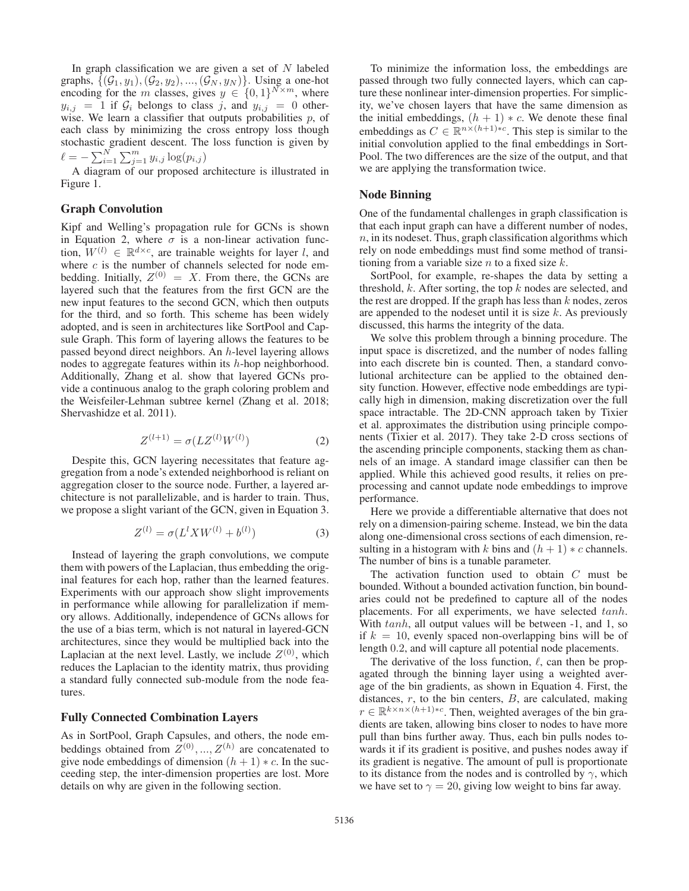In graph classification we are given a set of $N$ labeled graphs, $\{(\mathcal{G}_1, y_1), (\mathcal{G}_2, y_2), ..., (\mathcal{G}_N, y_N)\}$. Using a one-hot encoding for the $m$ classes, gives $y \in \{0,1\}^{N \times m}$, where $y_{i,j} = 1$ if $\mathcal{G}_i$ belongs to class $j$, and $y_{i,j} = 0$ otherwise. We learn a classifier that outputs probabilities $p$, of each class by minimizing the cross entropy loss though stochastic gradient descent. The loss function is given by $\ell = -\sum_{i=1}^{N}\sum_{j=1}^{m} y_{i,j} \log(p_{i,j})$

A diagram of our proposed architecture is illustrated in Figure 1.

## Graph Convolution

Kipf and Welling's propagation rule for GCNs is shown in Equation 2, where $\sigma$ is a non-linear activation function, $W^{(l)} \in \mathbb{R}^{d \times c}$, are trainable weights for layer $l$, and where $c$ is the number of channels selected for node embedding. Initially, $Z^{(0)} = X$. From there, the GCNs are layered such that the features from the first GCN are the new input features to the second GCN, which then outputs for the third, and so forth. This scheme has been widely adopted, and is seen in architectures like SortPool and Capsule Graph. This form of layering allows the features to be passed beyond direct neighbors. An $h$-level layering allows nodes to aggregate features within its $h$-hop neighborhood. Additionally, Zhang et al. show that layered GCNs provide a continuous analog to the graph coloring problem and the Weisfeiler-Lehman subtree kernel (Zhang et al. 2018; Shervashidze et al. 2011).

$$Z^{(l+1)} = \sigma(LZ^{(l)}W^{(l)}) \tag{2}$$

Despite this, GCN layering necessitates that feature aggregation from a node's extended neighborhood is reliant on aggregation closer to the source node. Further, a layered architecture is not parallelizable, and is harder to train. Thus, we propose a slight variant of the GCN, given in Equation 3.

$$Z^{(l)} = \sigma(L^l XW^{(l)} + b^{(l)}) \tag{3}$$

Instead of layering the graph convolutions, we compute them with powers of the Laplacian, thus embedding the original features for each hop, rather than the learned features. Experiments with our approach show slight improvements in performance while allowing for parallelization if memory allows. Additionally, independence of GCNs allows for the use of a bias term, which is not natural in layered-GCN architectures, since they would be multiplied back into the Laplacian at the next level. Lastly, we include $Z^{(0)}$, which reduces the Laplacian to the identity matrix, thus providing a standard fully connected sub-module from the node features.

## Fully Connected Combination Layers

As in SortPool, Graph Capsules, and others, the node embeddings obtained from $Z^{(0)}, ..., Z^{(h)}$ are concatenated to give node embeddings of dimension $(h+1) * c$. In the succeeding step, the inter-dimension properties are lost. More details on why are given in the following section.

To minimize the information loss, the embeddings are passed through two fully connected layers, which can capture these nonlinear inter-dimension properties. For simplicity, we've chosen layers that have the same dimension as the initial embeddings, $(h+1) * c$. We denote these final embeddings as $C \in \mathbb{R}^{n \times (h+1)*c}$. This step is similar to the initial convolution applied to the final embeddings in SortPool. The two differences are the size of the output, and that we are applying the transformation twice.

## Node Binning

One of the fundamental challenges in graph classification is that each input graph can have a different number of nodes, $n$, in its nodeset. Thus, graph classification algorithms which rely on node embeddings must find some method of transitioning from a variable size $n$ to a fixed size $k$.

SortPool, for example, re-shapes the data by setting a threshold, $k$. After sorting, the top $k$ nodes are selected, and the rest are dropped. If the graph has less than $k$ nodes, zeros are appended to the nodeset until it is size $k$. As previously discussed, this harms the integrity of the data.

We solve this problem through a binning procedure. The input space is discretized, and the number of nodes falling into each discrete bin is counted. Then, a standard convolutional architecture can be applied to the obtained density function. However, effective node embeddings are typically high in dimension, making discretization over the full space intractable. The 2D-CNN approach taken by Tixier et al. approximates the distribution using principle components (Tixier et al. 2017). They take 2-D cross sections of the ascending principle components, stacking them as channels of an image. A standard image classifier can then be applied. While this achieved good results, it relies on preprocessing and cannot update node embeddings to improve performance.

Here we provide a differentiable alternative that does not rely on a dimension-pairing scheme. Instead, we bin the data along one-dimensional cross sections of each dimension, resulting in a histogram with $k$ bins and $(h+1) * c$ channels. The number of bins is a tunable parameter.

The activation function used to obtain $C$ must be bounded. Without a bounded activation function, bin boundaries could not be predefined to capture all of the nodes placements. For all experiments, we have selected $tanh$. With $tanh$, all output values will be between -1, and 1, so if $k = 10$, evenly spaced non-overlapping bins will be of length 0.2, and will capture all potential node placements.

The derivative of the loss function, $\ell$, can then be propagated through the binning layer using a weighted average of the bin gradients, as shown in Equation 4. First, the distances, $r$, to the bin centers, $B$, are calculated, making $r \in \mathbb{R}^{k \times n \times (h+1)*c}$. Then, weighted averages of the bin gradients are taken, allowing bins closer to nodes to have more pull than bins further away. Thus, each bin pulls nodes towards it if its gradient is positive, and pushes nodes away if its gradient is negative. The amount of pull is proportionate to its distance from the nodes and is controlled by $\gamma$, which we have set to $\gamma = 20$, giving low weight to bins far away.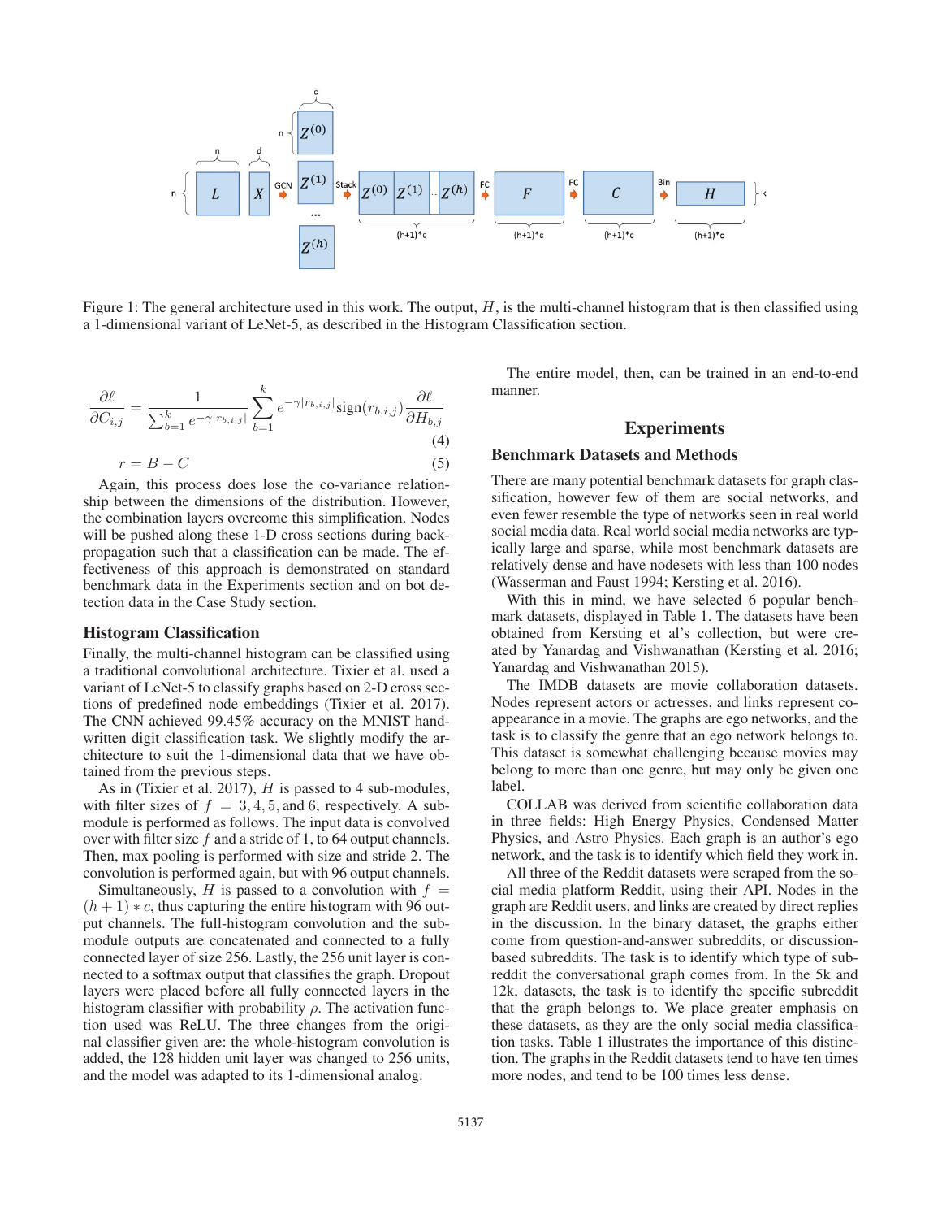L
X
GCN
$Z^{(0)}$
$Z^{(1)}$
...
$Z^{(h)}$
Stack
$Z^{(0)}$ $Z^{(1)}$ ... $Z^{(h)}$
(h+1)*c
FC
F
(h+1)*c
FC
C
(h+1)*c
Bin
H
(h+1)*c
n
d
c
k

Figure 1: The general architecture used in this work. The output, $H$, is the multi-channel histogram that is then classified using a 1-dimensional variant of LeNet-5, as described in the Histogram Classification section.

$$\frac{\partial \ell}{\partial C_{i,j}} = \frac{1}{\sum_{b=1}^{k} e^{-\gamma |r_{b,i,j}|}} \sum_{b=1}^{k} e^{-\gamma |r_{b,i,j}|} \text{sign}(r_{b,i,j}) \frac{\partial \ell}{\partial H_{b,j}} \tag{4}$$

$$r = B - C \tag{5}$$

Again, this process does lose the co-variance relationship between the dimensions of the distribution. However, the combination layers overcome this simplification. Nodes will be pushed along these 1-D cross sections during backpropagation such that a classification can be made. The effectiveness of this approach is demonstrated on standard benchmark data in the Experiments section and on bot detection data in the Case Study section.

## Histogram Classification

Finally, the multi-channel histogram can be classified using a traditional convolutional architecture. Tixier et al. used a variant of LeNet-5 to classify graphs based on 2-D cross sections of predefined node embeddings (Tixier et al. 2017). The CNN achieved 99.45% accuracy on the MNIST handwritten digit classification task. We slightly modify the architecture to suit the 1-dimensional data that we have obtained from the previous steps.

As in (Tixier et al. 2017), $H$ is passed to 4 sub-modules, with filter sizes of $f = 3, 4, 5$, and 6, respectively. A submodule is performed as follows. The input data is convolved over with filter size $f$ and a stride of 1, to 64 output channels. Then, max pooling is performed with size and stride 2. The convolution is performed again, but with 96 output channels.

Simultaneously, $H$ is passed to a convolution with $f = (h+1) * c$, thus capturing the entire histogram with 96 output channels. The full-histogram convolution and the submodule outputs are concatenated and connected to a fully connected layer of size 256. Lastly, the 256 unit layer is connected to a softmax output that classifies the graph. Dropout layers were placed before all fully connected layers in the histogram classifier with probability $\rho$. The activation function used was ReLU. The three changes from the original classifier given are: the whole-histogram convolution is added, the 128 hidden unit layer was changed to 256 units, and the model was adapted to its 1-dimensional analog.

The entire model, then, can be trained in an end-to-end manner.

# Experiments

## Benchmark Datasets and Methods

There are many potential benchmark datasets for graph classification, however few of them are social networks, and even fewer resemble the type of networks seen in real world social media data. Real world social media networks are typically large and sparse, while most benchmark datasets are relatively dense and have nodesets with less than 100 nodes (Wasserman and Faust 1994; Kersting et al. 2016).

With this in mind, we have selected 6 popular benchmark datasets, displayed in Table 1. The datasets have been obtained from Kersting et al's collection, but were created by Yanardag and Vishwanathan (Kersting et al. 2016; Yanardag and Vishwanathan 2015).

The IMDB datasets are movie collaboration datasets. Nodes represent actors or actresses, and links represent co-appearance in a movie. The graphs are ego networks, and the task is to classify the genre that an ego network belongs to. This dataset is somewhat challenging because movies may belong to more than one genre, but may only be given one label.

COLLAB was derived from scientific collaboration data in three fields: High Energy Physics, Condensed Matter Physics, and Astro Physics. Each graph is an author's ego network, and the task is to identify which field they work in.

All three of the Reddit datasets were scraped from the social media platform Reddit, using their API. Nodes in the graph are Reddit users, and links are created by direct replies in the discussion. In the binary dataset, the graphs either come from question-and-answer subreddits, or discussion-based subreddits. The task is to identify which type of subreddit the conversational graph comes from. In the 5k and 12k, datasets, the task is to identify the specific subreddit that the graph belongs to. We place greater emphasis on these datasets, as they are the only social media classification tasks. Table 1 illustrates the importance of this distinction. The graphs in the Reddit datasets tend to have ten times more nodes, and tend to be 100 times less dense.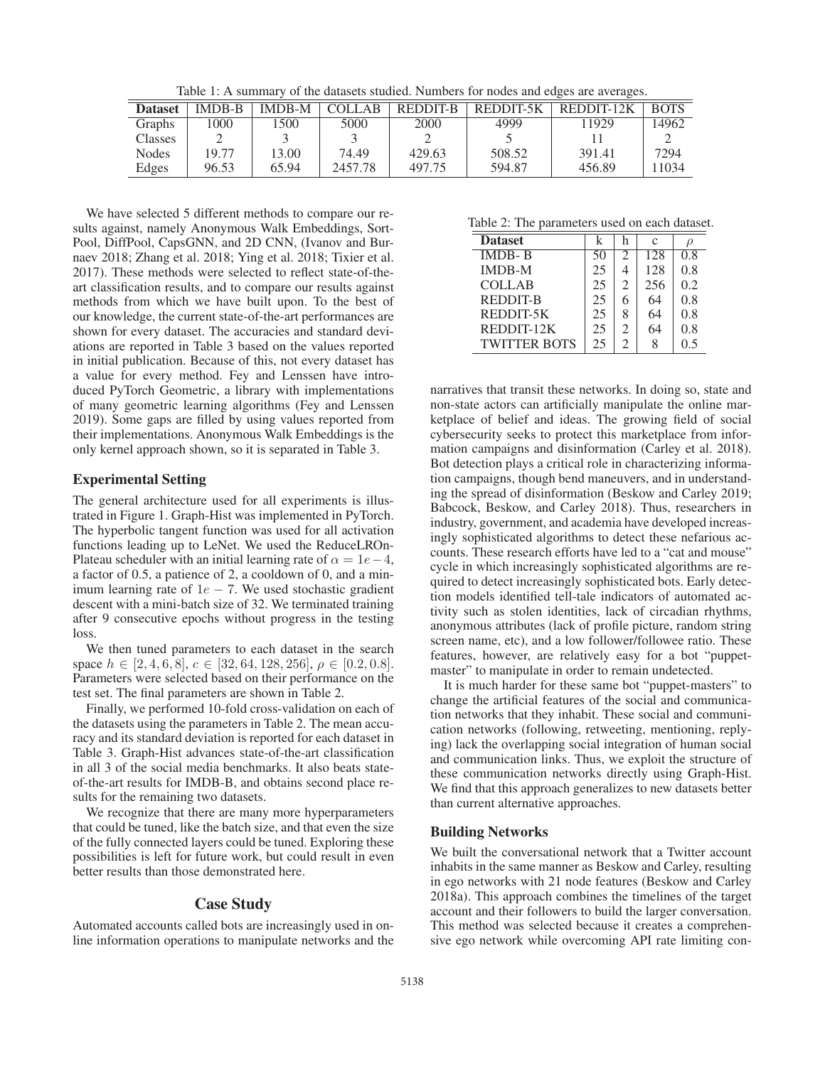Table 1: A summary of the datasets studied. Numbers for nodes and edges are averages.

| Dataset | IMDB-B | IMDB-M | COLLAB | REDDIT-B | REDDIT-5K | REDDIT-12K | BOTS |
|---|---|---|---|---|---|---|---|
| Graphs | 1000 | 1500 | 5000 | 2000 | 4999 | 11929 | 14962 |
| Classes | 2 | 3 | 3 | 2 | 5 | 11 | 2 |
| Nodes | 19.77 | 13.00 | 74.49 | 429.63 | 508.52 | 391.41 | 7294 |
| Edges | 96.53 | 65.94 | 2457.78 | 497.75 | 594.87 | 456.89 | 11034 |

We have selected 5 different methods to compare our results against, namely Anonymous Walk Embeddings, SortPool, DiffPool, CapsGNN, and 2D CNN, (Ivanov and Burnaev 2018; Zhang et al. 2018; Ying et al. 2018; Tixier et al. 2017). These methods were selected to reflect state-of-the-art classification results, and to compare our results against methods from which we have built upon. To the best of our knowledge, the current state-of-the-art performances are shown for every dataset. The accuracies and standard deviations are reported in Table 3 based on the values reported in initial publication. Because of this, not every dataset has a value for every method. Fey and Lenssen have introduced PyTorch Geometric, a library with implementations of many geometric learning algorithms (Fey and Lenssen 2019). Some gaps are filled by using values reported from their implementations. Anonymous Walk Embeddings is the only kernel approach shown, so it is separated in Table 3.

### Experimental Setting

The general architecture used for all experiments is illustrated in Figure 1. Graph-Hist was implemented in PyTorch. The hyperbolic tangent function was used for all activation functions leading up to LeNet. We used the ReduceLROnPlateau scheduler with an initial learning rate of $\alpha = 1e-4$, a factor of 0.5, a patience of 2, a cooldown of 0, and a minimum learning rate of $1e-7$. We used stochastic gradient descent with a mini-batch size of 32. We terminated training after 9 consecutive epochs without progress in the testing loss.

We then tuned parameters to each dataset in the search space $h \in [2, 4, 6, 8]$, $c \in [32, 64, 128, 256]$, $\rho \in [0.2, 0.8]$. Parameters were selected based on their performance on the test set. The final parameters are shown in Table 2.

Finally, we performed 10-fold cross-validation on each of the datasets using the parameters in Table 2. The mean accuracy and its standard deviation is reported for each dataset in Table 3. Graph-Hist advances state-of-the-art classification in all 3 of the social media benchmarks. It also beats state-of-the-art results for IMDB-B, and obtains second place results for the remaining two datasets.

We recognize that there are many more hyperparameters that could be tuned, like the batch size, and that even the size of the fully connected layers could be tuned. Exploring these possibilities is left for future work, but could result in even better results than those demonstrated here.

## Case Study

Automated accounts called bots are increasingly used in online information operations to manipulate networks and the narratives that transit these networks. In doing so, state and non-state actors can artificially manipulate the online marketplace of belief and ideas. The growing field of social cybersecurity seeks to protect this marketplace from information campaigns and disinformation (Carley et al. 2018). Bot detection plays a critical role in characterizing information campaigns, though bend maneuvers, and in understanding the spread of disinformation (Beskow and Carley 2019; Babcock, Beskow, and Carley 2018). Thus, researchers in industry, government, and academia have developed increasingly sophisticated algorithms to detect these nefarious accounts. These research efforts have led to a "cat and mouse" cycle in which increasingly sophisticated algorithms are required to detect increasingly sophisticated bots. Early detection models identified tell-tale indicators of automated activity such as stolen identities, lack of circadian rhythms, anonymous attributes (lack of profile picture, random string screen name, etc), and a low follower/followee ratio. These features, however, are relatively easy for a bot "puppet-master" to manipulate in order to remain undetected.

Table 2: The parameters used on each dataset.

| Dataset | k | h | c | $\rho$ |
|---|---|---|---|---|
| IMDB- B | 50 | 2 | 128 | 0.8 |
| IMDB-M | 25 | 4 | 128 | 0.8 |
| COLLAB | 25 | 2 | 256 | 0.2 |
| REDDIT-B | 25 | 6 | 64 | 0.8 |
| REDDIT-5K | 25 | 8 | 64 | 0.8 |
| REDDIT-12K | 25 | 2 | 64 | 0.8 |
| TWITTER BOTS | 25 | 2 | 8 | 0.5 |

It is much harder for these same bot "puppet-masters" to change the artificial features of the social and communication networks that they inhabit. These social and communication networks (following, retweeting, mentioning, replying) lack the overlapping social integration of human social and communication links. Thus, we exploit the structure of these communication networks directly using Graph-Hist. We find that this approach generalizes to new datasets better than current alternative approaches.

### Building Networks

We built the conversational network that a Twitter account inhabits in the same manner as Beskow and Carley, resulting in ego networks with 21 node features (Beskow and Carley 2018a). This approach combines the timelines of the target account and their followers to build the larger conversation. This method was selected because it creates a comprehensive ego network while overcoming API rate limiting con-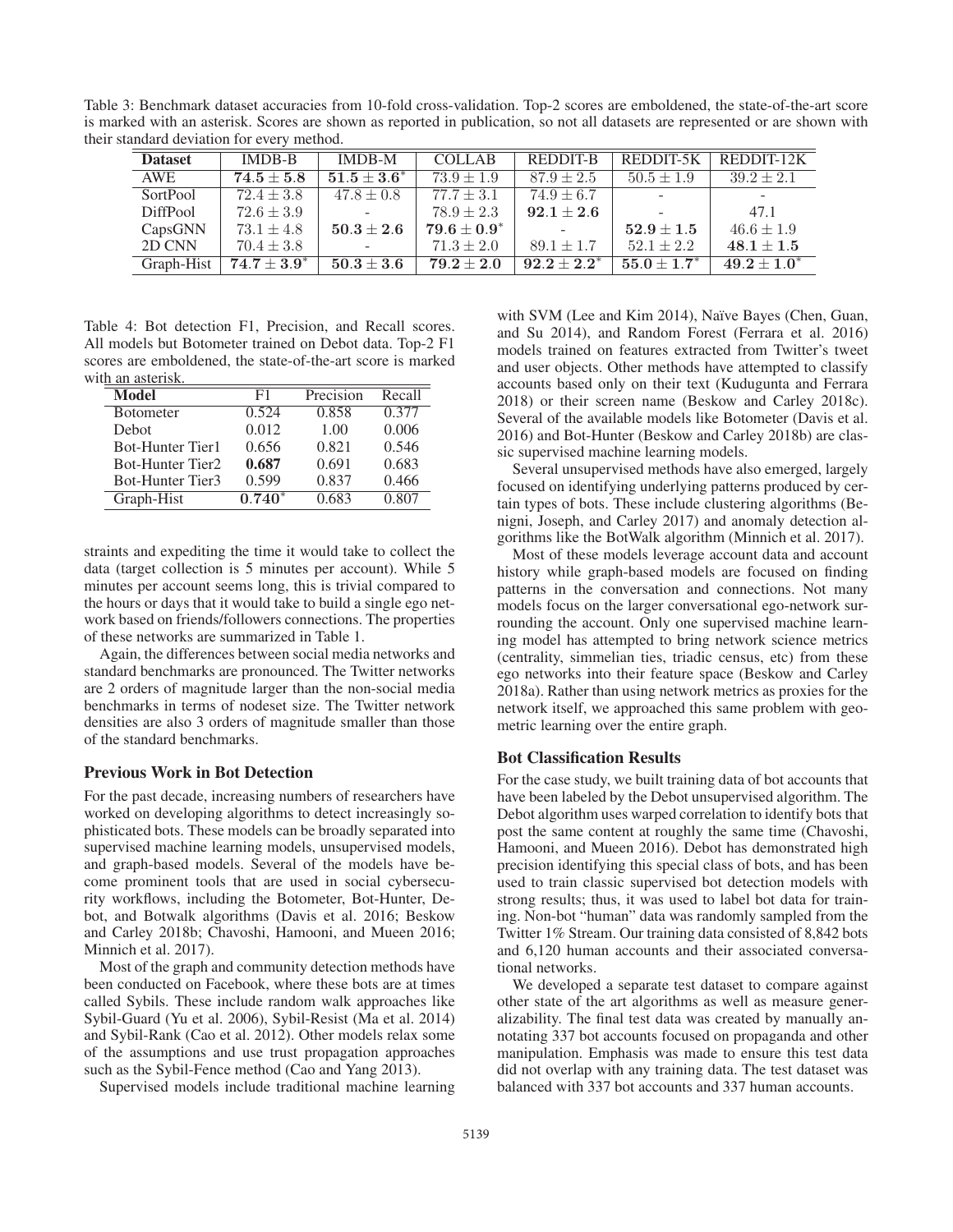Table 3: Benchmark dataset accuracies from 10-fold cross-validation. Top-2 scores are emboldened, the state-of-the-art score is marked with an asterisk. Scores are shown as reported in publication, so not all datasets are represented or are shown with their standard deviation for every method.

| Dataset | IMDB-B | IMDB-M | COLLAB | REDDIT-B | REDDIT-5K | REDDIT-12K |
|---|---|---|---|---|---|---|
| AWE | $\mathbf{74.5 \pm 5.8}$ | $\mathbf{51.5 \pm 3.6}^*$ | $73.9 \pm 1.9$ | $87.9 \pm 2.5$ | $50.5 \pm 1.9$ | $39.2 \pm 2.1$ |
| SortPool | $72.4 \pm 3.8$ | $47.8 \pm 0.8$ | $77.7 \pm 3.1$ | $74.9 \pm 6.7$ | - | - |
| DiffPool | $72.6 \pm 3.9$ | - | $78.9 \pm 2.3$ | $\mathbf{92.1 \pm 2.6}$ | - | 47.1 |
| CapsGNN | $73.1 \pm 4.8$ | $\mathbf{50.3 \pm 2.6}$ | $\mathbf{79.6 \pm 0.9}^*$ | - | $\mathbf{52.9 \pm 1.5}$ | $46.6 \pm 1.9$ |
| 2D CNN | $70.4 \pm 3.8$ | - | $71.3 \pm 2.0$ | $89.1 \pm 1.7$ | $52.1 \pm 2.2$ | $\mathbf{48.1 \pm 1.5}$ |
| Graph-Hist | $\mathbf{74.7 \pm 3.9}^*$ | $\mathbf{50.3 \pm 3.6}$ | $\mathbf{79.2 \pm 2.0}$ | $\mathbf{92.2 \pm 2.2}^*$ | $\mathbf{55.0 \pm 1.7}^*$ | $\mathbf{49.2 \pm 1.0}^*$ |

Table 4: Bot detection F1, Precision, and Recall scores. All models but Botometer trained on Debot data. Top-2 F1 scores are emboldened, the state-of-the-art score is marked with an asterisk.

| Model | F1 | Precision | Recall |
|---|---|---|---|
| Botometer | 0.524 | 0.858 | 0.377 |
| Debot | 0.012 | 1.00 | 0.006 |
| Bot-Hunter Tier1 | 0.656 | 0.821 | 0.546 |
| Bot-Hunter Tier2 | **0.687** | 0.691 | 0.683 |
| Bot-Hunter Tier3 | 0.599 | 0.837 | 0.466 |
| Graph-Hist | $\mathbf{0.740}^*$ | 0.683 | 0.807 |

straints and expediting the time it would take to collect the data (target collection is 5 minutes per account). While 5 minutes per account seems long, this is trivial compared to the hours or days that it would take to build a single ego network based on friends/followers connections. The properties of these networks are summarized in Table 1.

Again, the differences between social media networks and standard benchmarks are pronounced. The Twitter networks are 2 orders of magnitude larger than the non-social media benchmarks in terms of nodeset size. The Twitter network densities are also 3 orders of magnitude smaller than those of the standard benchmarks.

### Previous Work in Bot Detection

For the past decade, increasing numbers of researchers have worked on developing algorithms to detect increasingly sophisticated bots. These models can be broadly separated into supervised machine learning models, unsupervised models, and graph-based models. Several of the models have become prominent tools that are used in social cybersecurity workflows, including the Botometer, Bot-Hunter, Debot, and Botwalk algorithms (Davis et al. 2016; Beskow and Carley 2018b; Chavoshi, Hamooni, and Mueen 2016; Minnich et al. 2017).

Most of the graph and community detection methods have been conducted on Facebook, where these bots are at times called Sybils. These include random walk approaches like Sybil-Guard (Yu et al. 2006), Sybil-Resist (Ma et al. 2014) and Sybil-Rank (Cao et al. 2012). Other models relax some of the assumptions and use trust propagation approaches such as the Sybil-Fence method (Cao and Yang 2013).

Supervised models include traditional machine learning with SVM (Lee and Kim 2014), Naïve Bayes (Chen, Guan, and Su 2014), and Random Forest (Ferrara et al. 2016) models trained on features extracted from Twitter's tweet and user objects. Other methods have attempted to classify accounts based only on their text (Kudugunta and Ferrara 2018) or their screen name (Beskow and Carley 2018c). Several of the available models like Botometer (Davis et al. 2016) and Bot-Hunter (Beskow and Carley 2018b) are classic supervised machine learning models.

Several unsupervised methods have also emerged, largely focused on identifying underlying patterns produced by certain types of bots. These include clustering algorithms (Benigni, Joseph, and Carley 2017) and anomaly detection algorithms like the BotWalk algorithm (Minnich et al. 2017).

Most of these models leverage account data and account history while graph-based models are focused on finding patterns in the conversation and connections. Not many models focus on the larger conversational ego-network surrounding the account. Only one supervised machine learning model has attempted to bring network science metrics (centrality, simmelian ties, triadic census, etc) from these ego networks into their feature space (Beskow and Carley 2018a). Rather than using network metrics as proxies for the network itself, we approached this same problem with geometric learning over the entire graph.

### Bot Classification Results

For the case study, we built training data of bot accounts that have been labeled by the Debot unsupervised algorithm. The Debot algorithm uses warped correlation to identify bots that post the same content at roughly the same time (Chavoshi, Hamooni, and Mueen 2016). Debot has demonstrated high precision identifying this special class of bots, and has been used to train classic supervised bot detection models with strong results; thus, it was used to label bot data for training. Non-bot "human" data was randomly sampled from the Twitter 1% Stream. Our training data consisted of 8,842 bots and 6,120 human accounts and their associated conversational networks.

We developed a separate test dataset to compare against other state of the art algorithms as well as measure generalizability. The final test data was created by manually annotating 337 bot accounts focused on propaganda and other manipulation. Emphasis was made to ensure this test data did not overlap with any training data. The test dataset was balanced with 337 bot accounts and 337 human accounts.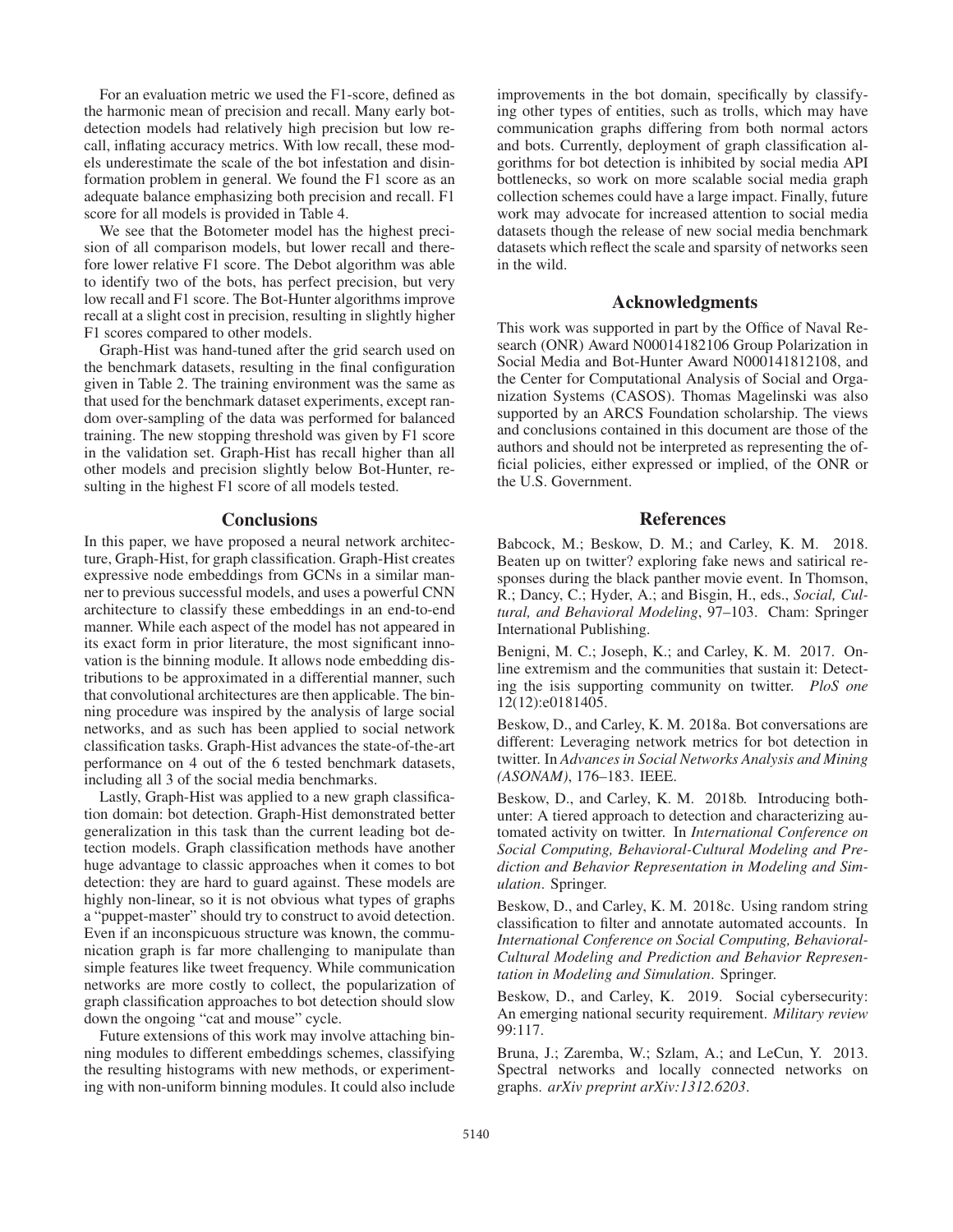For an evaluation metric we used the F1-score, defined as the harmonic mean of precision and recall. Many early bot-detection models had relatively high precision but low recall, inflating accuracy metrics. With low recall, these models underestimate the scale of the bot infestation and disinformation problem in general. We found the F1 score as an adequate balance emphasizing both precision and recall. F1 score for all models is provided in Table 4.

We see that the Botometer model has the highest precision of all comparison models, but lower recall and therefore lower relative F1 score. The Debot algorithm was able to identify two of the bots, has perfect precision, but very low recall and F1 score. The Bot-Hunter algorithms improve recall at a slight cost in precision, resulting in slightly higher F1 scores compared to other models.

Graph-Hist was hand-tuned after the grid search used on the benchmark datasets, resulting in the final configuration given in Table 2. The training environment was the same as that used for the benchmark dataset experiments, except random over-sampling of the data was performed for balanced training. The new stopping threshold was given by F1 score in the validation set. Graph-Hist has recall higher than all other models and precision slightly below Bot-Hunter, resulting in the highest F1 score of all models tested.

## Conclusions

In this paper, we have proposed a neural network architecture, Graph-Hist, for graph classification. Graph-Hist creates expressive node embeddings from GCNs in a similar manner to previous successful models, and uses a powerful CNN architecture to classify these embeddings in an end-to-end manner. While each aspect of the model has not appeared in its exact form in prior literature, the most significant innovation is the binning module. It allows node embedding distributions to be approximated in a differential manner, such that convolutional architectures are then applicable. The binning procedure was inspired by the analysis of large social networks, and as such has been applied to social network classification tasks. Graph-Hist advances the state-of-the-art performance on 4 out of the 6 tested benchmark datasets, including all 3 of the social media benchmarks.

Lastly, Graph-Hist was applied to a new graph classification domain: bot detection. Graph-Hist demonstrated better generalization in this task than the current leading bot detection models. Graph classification methods have another huge advantage to classic approaches when it comes to bot detection: they are hard to guard against. These models are highly non-linear, so it is not obvious what types of graphs a "puppet-master" should try to construct to avoid detection. Even if an inconspicuous structure was known, the communication graph is far more challenging to manipulate than simple features like tweet frequency. While communication networks are more costly to collect, the popularization of graph classification approaches to bot detection should slow down the ongoing "cat and mouse" cycle.

Future extensions of this work may involve attaching binning modules to different embeddings schemes, classifying the resulting histograms with new methods, or experimenting with non-uniform binning modules. It could also include improvements in the bot domain, specifically by classifying other types of entities, such as trolls, which may have communication graphs differing from both normal actors and bots. Currently, deployment of graph classification algorithms for bot detection is inhibited by social media API bottlenecks, so work on more scalable social media graph collection schemes could have a large impact. Finally, future work may advocate for increased attention to social media datasets though the release of new social media benchmark datasets which reflect the scale and sparsity of networks seen in the wild.

## Acknowledgments

This work was supported in part by the Office of Naval Research (ONR) Award N00014182106 Group Polarization in Social Media and Bot-Hunter Award N000141812108, and the Center for Computational Analysis of Social and Organization Systems (CASOS). Thomas Magelinski was also supported by an ARCS Foundation scholarship. The views and conclusions contained in this document are those of the authors and should not be interpreted as representing the official policies, either expressed or implied, of the ONR or the U.S. Government.

## References

Babcock, M.; Beskow, D. M.; and Carley, K. M. 2018. Beaten up on twitter? exploring fake news and satirical responses during the black panther movie event. In Thomson, R.; Dancy, C.; Hyder, A.; and Bisgin, H., eds., *Social, Cultural, and Behavioral Modeling*, 97–103. Cham: Springer International Publishing.

Benigni, M. C.; Joseph, K.; and Carley, K. M. 2017. Online extremism and the communities that sustain it: Detecting the isis supporting community on twitter. *PloS one* 12(12):e0181405.

Beskow, D., and Carley, K. M. 2018a. Bot conversations are different: Leveraging network metrics for bot detection in twitter. In *Advances in Social Networks Analysis and Mining (ASONAM)*, 176–183. IEEE.

Beskow, D., and Carley, K. M. 2018b. Introducing bothunter: A tiered approach to detection and characterizing automated activity on twitter. In *International Conference on Social Computing, Behavioral-Cultural Modeling and Prediction and Behavior Representation in Modeling and Simulation*. Springer.

Beskow, D., and Carley, K. M. 2018c. Using random string classification to filter and annotate automated accounts. In *International Conference on Social Computing, Behavioral-Cultural Modeling and Prediction and Behavior Representation in Modeling and Simulation*. Springer.

Beskow, D., and Carley, K. 2019. Social cybersecurity: An emerging national security requirement. *Military review* 99:117.

Bruna, J.; Zaremba, W.; Szlam, A.; and LeCun, Y. 2013. Spectral networks and locally connected networks on graphs. *arXiv preprint arXiv:1312.6203*.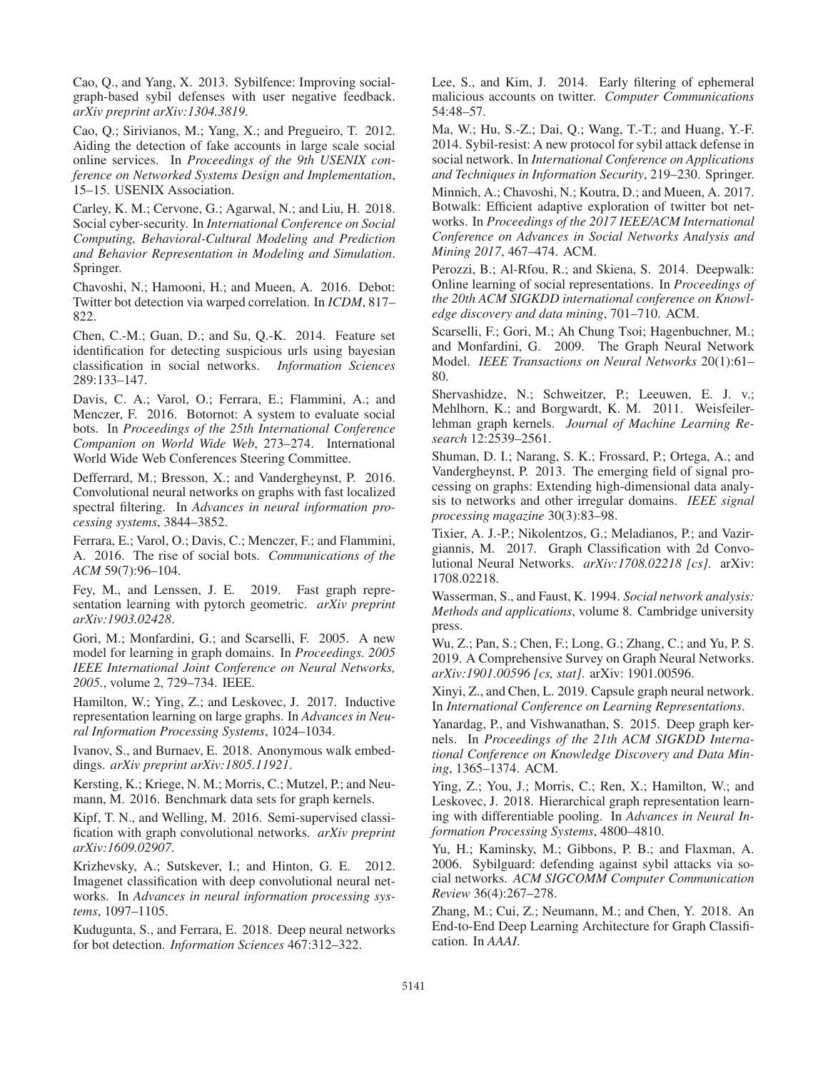Cao, Q., and Yang, X. 2013. Sybilfence: Improving social-graph-based sybil defenses with user negative feedback. *arXiv preprint arXiv:1304.3819*.

Cao, Q.; Sirivianos, M.; Yang, X.; and Pregueiro, T. 2012. Aiding the detection of fake accounts in large scale social online services. In *Proceedings of the 9th USENIX conference on Networked Systems Design and Implementation*, 15–15. USENIX Association.

Carley, K. M.; Cervone, G.; Agarwal, N.; and Liu, H. 2018. Social cyber-security. In *International Conference on Social Computing, Behavioral-Cultural Modeling and Prediction and Behavior Representation in Modeling and Simulation*. Springer.

Chavoshi, N.; Hamooni, H.; and Mueen, A. 2016. Debot: Twitter bot detection via warped correlation. In *ICDM*, 817–822.

Chen, C.-M.; Guan, D.; and Su, Q.-K. 2014. Feature set identification for detecting suspicious urls using bayesian classification in social networks. *Information Sciences* 289:133–147.

Davis, C. A.; Varol, O.; Ferrara, E.; Flammini, A.; and Menczer, F. 2016. Botornot: A system to evaluate social bots. In *Proceedings of the 25th International Conference Companion on World Wide Web*, 273–274. International World Wide Web Conferences Steering Committee.

Defferrard, M.; Bresson, X.; and Vandergheynst, P. 2016. Convolutional neural networks on graphs with fast localized spectral filtering. In *Advances in neural information processing systems*, 3844–3852.

Ferrara, E.; Varol, O.; Davis, C.; Menczer, F.; and Flammini, A. 2016. The rise of social bots. *Communications of the ACM* 59(7):96–104.

Fey, M., and Lenssen, J. E. 2019. Fast graph representation learning with pytorch geometric. *arXiv preprint arXiv:1903.02428*.

Gori, M.; Monfardini, G.; and Scarselli, F. 2005. A new model for learning in graph domains. In *Proceedings. 2005 IEEE International Joint Conference on Neural Networks, 2005.*, volume 2, 729–734. IEEE.

Hamilton, W.; Ying, Z.; and Leskovec, J. 2017. Inductive representation learning on large graphs. In *Advances in Neural Information Processing Systems*, 1024–1034.

Ivanov, S., and Burnaev, E. 2018. Anonymous walk embeddings. *arXiv preprint arXiv:1805.11921*.

Kersting, K.; Kriege, N. M.; Morris, C.; Mutzel, P.; and Neumann, M. 2016. Benchmark data sets for graph kernels.

Kipf, T. N., and Welling, M. 2016. Semi-supervised classification with graph convolutional networks. *arXiv preprint arXiv:1609.02907*.

Krizhevsky, A.; Sutskever, I.; and Hinton, G. E. 2012. Imagenet classification with deep convolutional neural networks. In *Advances in neural information processing systems*, 1097–1105.

Kudugunta, S., and Ferrara, E. 2018. Deep neural networks for bot detection. *Information Sciences* 467:312–322.

Lee, S., and Kim, J. 2014. Early filtering of ephemeral malicious accounts on twitter. *Computer Communications* 54:48–57.

Ma, W.; Hu, S.-Z.; Dai, Q.; Wang, T.-T.; and Huang, Y.-F. 2014. Sybil-resist: A new protocol for sybil attack defense in social network. In *International Conference on Applications and Techniques in Information Security*, 219–230. Springer.

Minnich, A.; Chavoshi, N.; Koutra, D.; and Mueen, A. 2017. Botwalk: Efficient adaptive exploration of twitter bot networks. In *Proceedings of the 2017 IEEE/ACM International Conference on Advances in Social Networks Analysis and Mining 2017*, 467–474. ACM.

Perozzi, B.; Al-Rfou, R.; and Skiena, S. 2014. Deepwalk: Online learning of social representations. In *Proceedings of the 20th ACM SIGKDD international conference on Knowledge discovery and data mining*, 701–710. ACM.

Scarselli, F.; Gori, M.; Ah Chung Tsoi; Hagenbuchner, M.; and Monfardini, G. 2009. The Graph Neural Network Model. *IEEE Transactions on Neural Networks* 20(1):61–80.

Shervashidze, N.; Schweitzer, P.; Leeuwen, E. J. v.; Mehlhorn, K.; and Borgwardt, K. M. 2011. Weisfeiler-lehman graph kernels. *Journal of Machine Learning Research* 12:2539–2561.

Shuman, D. I.; Narang, S. K.; Frossard, P.; Ortega, A.; and Vandergheynst, P. 2013. The emerging field of signal processing on graphs: Extending high-dimensional data analysis to networks and other irregular domains. *IEEE signal processing magazine* 30(3):83–98.

Tixier, A. J.-P.; Nikolentzos, G.; Meladianos, P.; and Vazirgiannis, M. 2017. Graph Classification with 2d Convolutional Neural Networks. *arXiv:1708.02218 [cs]*. arXiv: 1708.02218.

Wasserman, S., and Faust, K. 1994. *Social network analysis: Methods and applications*, volume 8. Cambridge university press.

Wu, Z.; Pan, S.; Chen, F.; Long, G.; Zhang, C.; and Yu, P. S. 2019. A Comprehensive Survey on Graph Neural Networks. *arXiv:1901.00596 [cs, stat]*. arXiv: 1901.00596.

Xinyi, Z., and Chen, L. 2019. Capsule graph neural network. In *International Conference on Learning Representations*.

Yanardag, P., and Vishwanathan, S. 2015. Deep graph kernels. In *Proceedings of the 21th ACM SIGKDD International Conference on Knowledge Discovery and Data Mining*, 1365–1374. ACM.

Ying, Z.; You, J.; Morris, C.; Ren, X.; Hamilton, W.; and Leskovec, J. 2018. Hierarchical graph representation learning with differentiable pooling. In *Advances in Neural Information Processing Systems*, 4800–4810.

Yu, H.; Kaminsky, M.; Gibbons, P. B.; and Flaxman, A. 2006. Sybilguard: defending against sybil attacks via social networks. *ACM SIGCOMM Computer Communication Review* 36(4):267–278.

Zhang, M.; Cui, Z.; Neumann, M.; and Chen, Y. 2018. An End-to-End Deep Learning Architecture for Graph Classification. In *AAAI*.